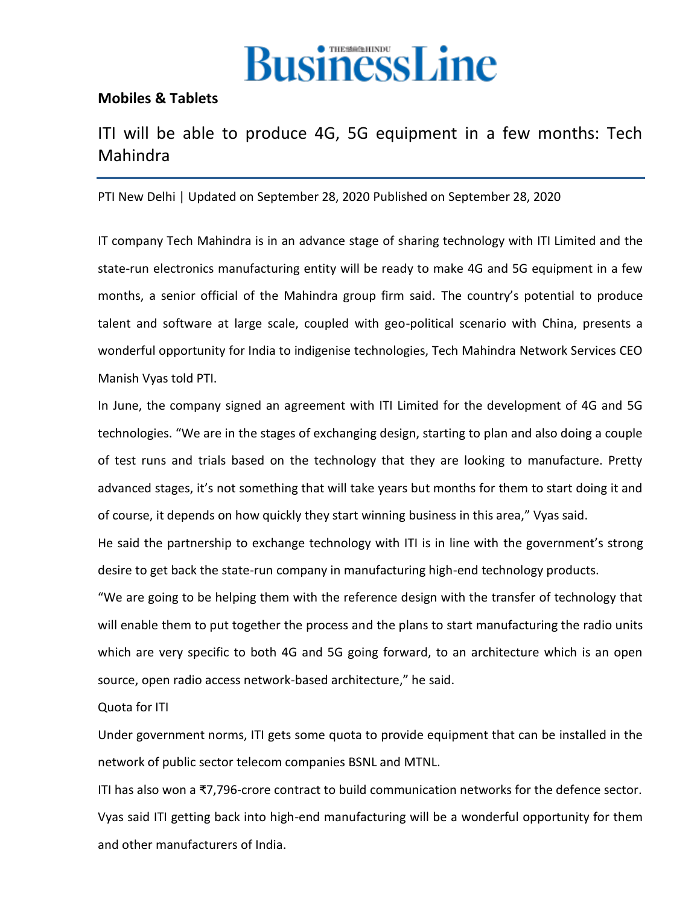# BusinessLine

**Mobiles & Tablets**

## ITI will be able to produce 4G, 5G equipment in a few months: Tech Mahindra

PTI New Delhi | Updated on September 28, 2020 Published on September 28, 2020

IT company Tech Mahindra is in an advance stage of sharing technology with ITI Limited and the state-run electronics manufacturing entity will be ready to make 4G and 5G equipment in a few months, a senior official of the Mahindra group firm said. The country's potential to produce talent and software at large scale, coupled with geo-political scenario with China, presents a wonderful opportunity for India to indigenise technologies, Tech Mahindra Network Services CEO Manish Vyas told PTI.

In June, the company signed an agreement with ITI Limited for the development of 4G and 5G technologies. "We are in the stages of exchanging design, starting to plan and also doing a couple of test runs and trials based on the technology that they are looking to manufacture. Pretty advanced stages, it's not something that will take years but months for them to start doing it and of course, it depends on how quickly they start winning business in this area," Vyas said.

He said the partnership to exchange technology with ITI is in line with the government's strong desire to get back the state-run company in manufacturing high-end technology products.

"We are going to be helping them with the reference design with the transfer of technology that will enable them to put together the process and the plans to start manufacturing the radio units which are very specific to both 4G and 5G going forward, to an architecture which is an open source, open radio access network-based architecture," he said.

Quota for ITI

Under government norms, ITI gets some quota to provide equipment that can be installed in the network of public sector telecom companies BSNL and MTNL.

ITI has also won a ₹7,796-crore contract to build communication networks for the defence sector.

Vyas said ITI getting back into high-end manufacturing will be a wonderful opportunity for them and other manufacturers of India.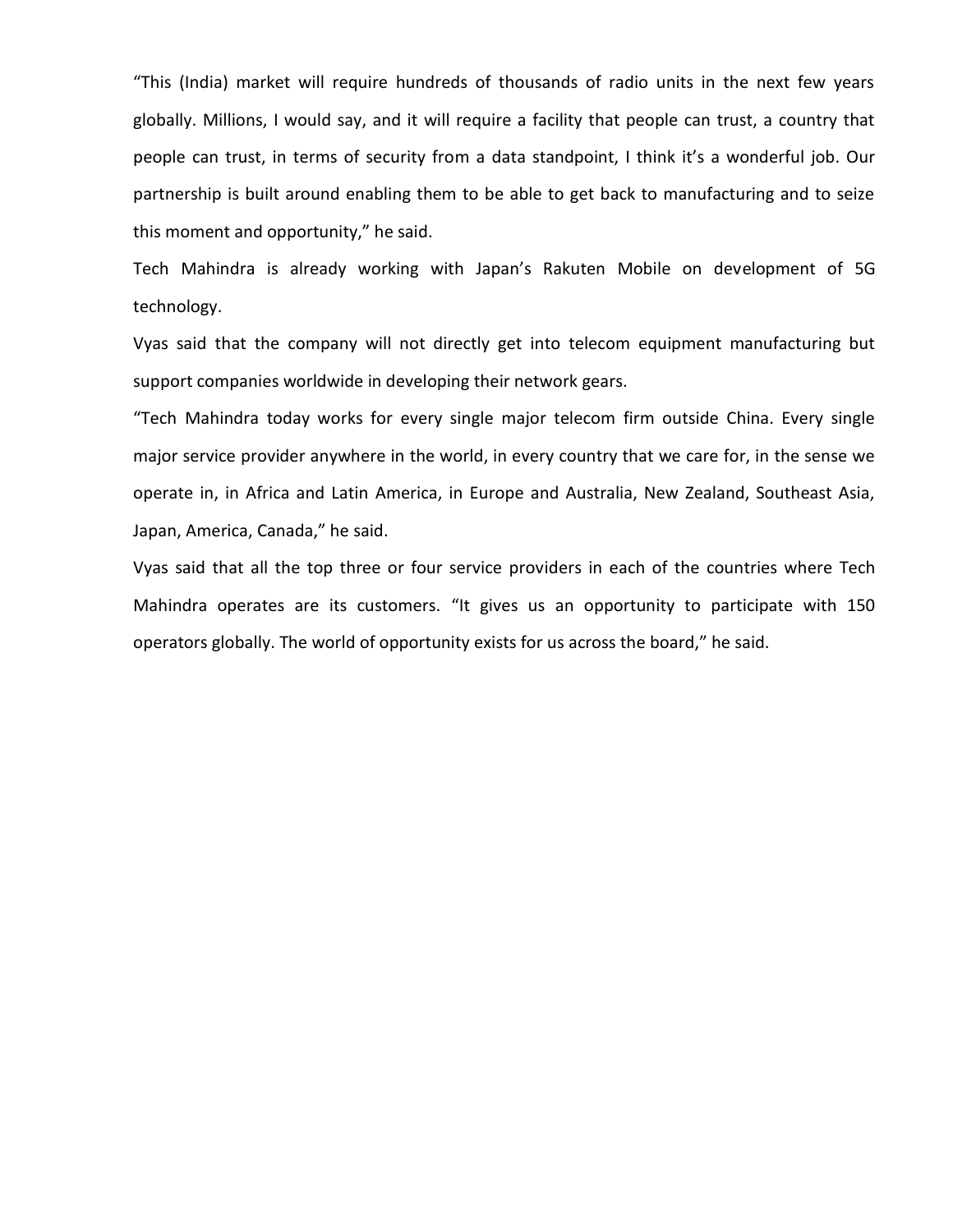"This (India) market will require hundreds of thousands of radio units in the next few years globally. Millions, I would say, and it will require a facility that people can trust, a country that people can trust, in terms of security from a data standpoint, I think it's a wonderful job. Our partnership is built around enabling them to be able to get back to manufacturing and to seize this moment and opportunity," he said.

Tech Mahindra is already working with Japan's Rakuten Mobile on development of 5G technology.

Vyas said that the company will not directly get into telecom equipment manufacturing but support companies worldwide in developing their network gears.

"Tech Mahindra today works for every single major telecom firm outside China. Every single major service provider anywhere in the world, in every country that we care for, in the sense we operate in, in Africa and Latin America, in Europe and Australia, New Zealand, Southeast Asia, Japan, America, Canada," he said.

Vyas said that all the top three or four service providers in each of the countries where Tech Mahindra operates are its customers. "It gives us an opportunity to participate with 150 operators globally. The world of opportunity exists for us across the board," he said.